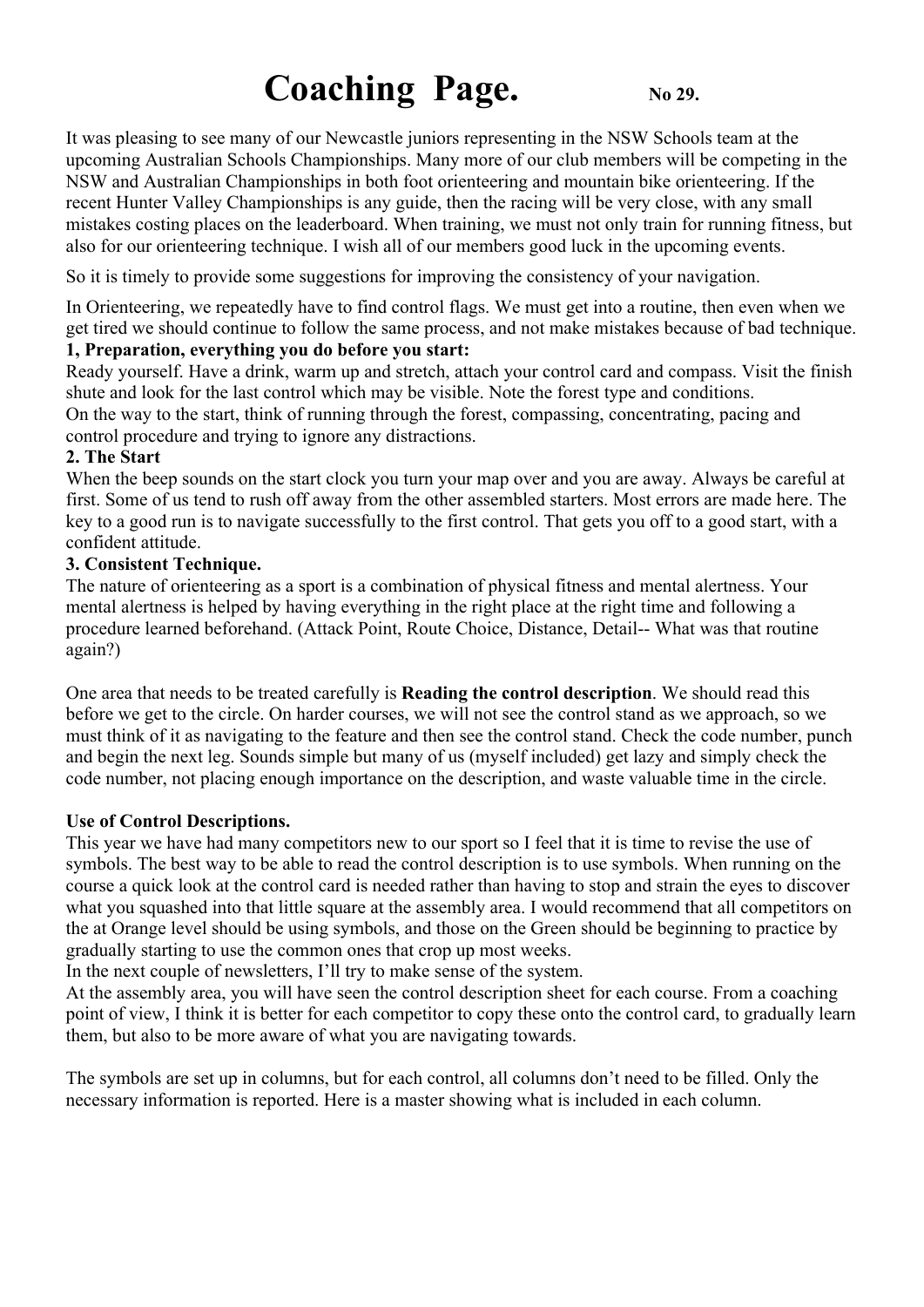# Coaching Page. No 29.

It was pleasing to see many of our Newcastle juniors representing in the NSW Schools team at the upcoming Australian Schools Championships. Many more of our club members will be competing in the NSW and Australian Championships in both foot orienteering and mountain bike orienteering. If the recent Hunter Valley Championships is any guide, then the racing will be very close, with any small mistakes costing places on the leaderboard. When training, we must not only train for running fitness, but also for our orienteering technique. I wish all of our members good luck in the upcoming events.

So it is timely to provide some suggestions for improving the consistency of your navigation.

In Orienteering, we repeatedly have to find control flags. We must get into a routine, then even when we get tired we should continue to follow the same process, and not make mistakes because of bad technique.

**1, Preparation, everything you do before you start:**

Ready yourself. Have a drink, warm up and stretch, attach your control card and compass. Visit the finish shute and look for the last control which may be visible. Note the forest type and conditions.

On the way to the start, think of running through the forest, compassing, concentrating, pacing and control procedure and trying to ignore any distractions.

**2. The Start**

When the beep sounds on the start clock you turn your map over and you are away. Always be careful at first. Some of us tend to rush off away from the other assembled starters. Most errors are made here. The key to a good run is to navigate successfully to the first control. That gets you off to a good start, with a confident attitude.

**3. Consistent Technique.**

The nature of orienteering as a sport is a combination of physical fitness and mental alertness. Your mental alertness is helped by having everything in the right place at the right time and following a procedure learned beforehand. (Attack Point, Route Choice, Distance, Detail-- What was that routine again?)

One area that needs to be treated carefully is **Reading the control description**. We should read this before we get to the circle. On harder courses, we will not see the control stand as we approach, so we must think of it as navigating to the feature and then see the control stand. Check the code number, punch and begin the next leg. Sounds simple but many of us (myself included) get lazy and simply check the code number, not placing enough importance on the description, and waste valuable time in the circle.

**Use of Control Descriptions.**

This year we have had many competitors new to our sport so I feel that it is time to revise the use of symbols. The best way to be able to read the control description is to use symbols. When running on the course a quick look at the control card is needed rather than having to stop and strain the eyes to discover what you squashed into that little square at the assembly area. I would recommend that all competitors on the at Orange level should be using symbols, and those on the Green should be beginning to practice by gradually starting to use the common ones that crop up most weeks.

In the next couple of newsletters, I'll try to make sense of the system.

At the assembly area, you will have seen the control description sheet for each course. From a coaching point of view, I think it is better for each competitor to copy these onto the control card, to gradually learn them, but also to be more aware of what you are navigating towards.

The symbols are set up in columns, but for each control, all columns don't need to be filled. Only the necessary information is reported. Here is a master showing what is included in each column.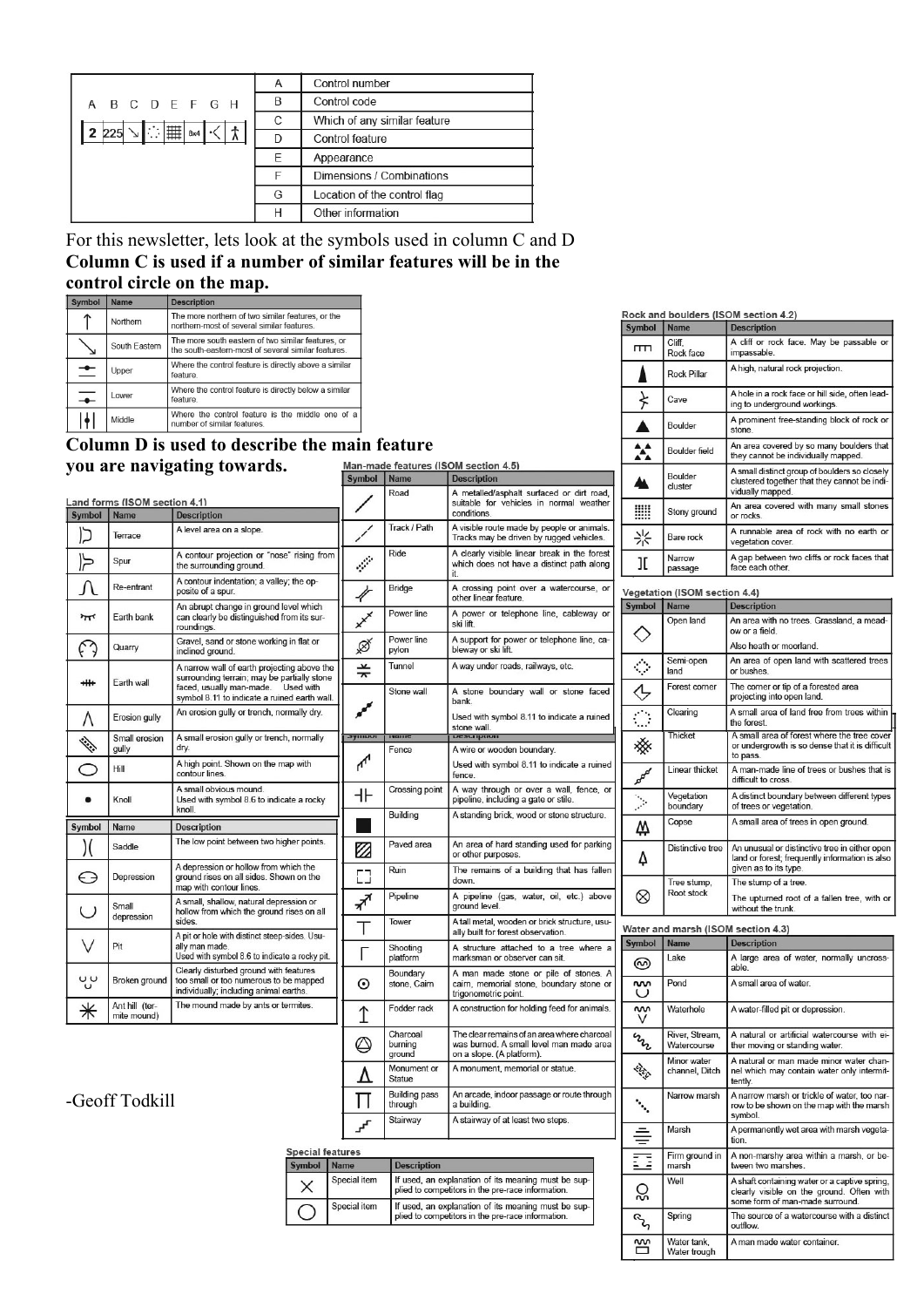| | | |
|---|---|---|
| A B C D E F G H | A | Control number |
| 2 225 | B | Control code |
| | C | Which of any similar feature |
| | D | Control feature |
| | E | Appearance |
| | F | Dimensions / Combinations |
| | G | Location of the control flag |
| | H | Other information |

For this newsletter, lets look at the symbols used in column C and D

**Column C is used if a number of similar features will be in the control circle on the map.**

| Symbol | Name | Description |
|---|---|---|
| ↑ | Northern | The more northern of two similar features, or the northern-most of several similar features. |
| ↘ | South Eastern | The more south eastern of two similar features, or the south-eastern-most of several similar features. |
| | Upper | Where the control feature is directly above a similar feature. |
| | Lower | Where the control feature is directly below a similar feature. |
| | Middle | Where the control feature is the middle one of a number of similar features. |

**Column D is used to describe the main feature you are navigating towards.**

Land forms (ISOM section 4.1)

| Symbol | Name | Description |
|---|---|---|
| | Terrace | A level area on a slope. |
| | Spur | A contour projection or "nose" rising from the surrounding ground. |
| | Re-entrant | A contour indentation; a valley; the opposite of a spur. |
| | Earth bank | An abrupt change in ground level which can clearly be distinguished from its surroundings. |
| | Quarry | Gravel, sand or stone working in flat or inclined ground. |
| | Earth wall | A narrow wall of earth projecting above the surrounding terrain; may be partially stone faced, usually man-made. Used with symbol 8.11 to indicate a ruined earth wall. |
| | Erosion gully | An erosion gully or trench, normally dry. |
| | Small erosion gully | A small erosion gully or trench, normally dry. |
| | Hill | A high point. Shown on the map with contour lines. |
| | Knoll | A small obvious mound. Used with symbol 8.6 to indicate a rocky knoll. |
| | Saddle | The low point between two higher points. |
| | Depression | A depression or hollow from which the ground rises on all sides. Shown on the map with contour lines. |
| | Small depression | A small, shallow, natural depression or hollow from which the ground rises on all sides. |
| | Pit | A pit or hole with distinct steep-sides. Usually man made. Used with symbol 8.6 to indicate a rocky pit. |
| | Broken ground | Clearly disturbed ground with features too small or too numerous to be mapped individually; including animal earths. |
| | Ant hill (termite mound) | The mound made by ants or termites. |

Man-made features (ISOM section 4.5)

| Symbol | Name | Description |
|---|---|---|
| | Road | A metalled/asphalt surfaced or dirt road, suitable for vehicles in normal weather conditions. |
| | Track / Path | A visible route made by people or animals. Tracks may be driven by rugged vehicles. |
| | Ride | A clearly visible linear break in the forest which does not have a distinct path along it. |
| | Bridge | A crossing point over a watercourse, or other linear feature. |
| | Power line | A power or telephone line, cableway or ski lift. |
| | Power line pylon | A support for power or telephone line, cableway or ski lift. |
| | Tunnel | A way under roads, railways, etc. |
| | Stone wall | A stone boundary wall or stone faced bank. Used with symbol 8.11 to indicate a ruined stone wall. |
| | Fence | A wire or wooden boundary. Used with symbol 8.11 to indicate a ruined fence. |
| | Crossing point | A way through or over a wall, fence, or pipeline, including a gate or stile. |
| | Building | A standing brick, wood or stone structure. |
| | Paved area | An area of hard standing used for parking or other purposes. |
| | Ruin | The remains of a building that has fallen down. |
| | Pipeline | A pipeline (gas, water, oil, etc.) above ground level. |
| | Tower | A tall metal, wooden or brick structure, usually built for forest observation. |
| | Shooting platform | A structure attached to a tree where a marksman or observer can sit. |
| | Boundary stone, Cairn | A man made stone or pile of stones. A cairn, memorial stone, boundary stone or trigonometric point. |
| | Fodder rack | A construction for holding feed for animals. |
| | Charcoal burning ground | The clear remains of an area where charcoal was burned. A small level man made area on a slope. (A platform). |
| | Monument or Statue | A monument, memorial or statue. |
| | Building pass through | An arcade, indoor passage or route through a building. |
| | Stairway | A stairway of at least two steps. |

Special features

| Symbol | Name | Description |
|---|---|---|
| × | Special item | If used, an explanation of its meaning must be supplied to competitors in the pre-race information. |
| ○ | Special item | If used, an explanation of its meaning must be supplied to competitors in the pre-race information. |

Rock and boulders (ISOM section 4.2)

| Symbol | Name | Description |
|---|---|---|
| | Cliff, Rock face | A cliff or rock face. May be passable or impassable. |
| | Rock Pillar | A high, natural rock projection. |
| | Cave | A hole in a rock face or hill side, often leading to underground workings. |
| | Boulder | A prominent free-standing block of rock or stone. |
| | Boulder field | An area covered by so many boulders that they cannot be individually mapped. |
| | Boulder cluster | A small distinct group of boulders so closely clustered together that they cannot be individually mapped. |
| | Stony ground | An area covered with many small stones or rocks. |
| | Bare rock | A runnable area of rock with no earth or vegetation cover. |
| | Narrow passage | A gap between two cliffs or rock faces that face each other. |

Vegetation (ISOM section 4.4)

| Symbol | Name | Description |
|---|---|---|
| | Open land | An area with no trees. Grassland, a meadow or a field. Also heath or moorland. |
| | Semi-open land | An area of open land with scattered trees or bushes. |
| | Forest corner | The corner or tip of a forested area projecting into open land. |
| | Clearing | A small area of land free from trees within the forest. |
| | Thicket | A small area of forest where the tree cover or undergrowth is so dense that it is difficult to pass. |
| | Linear thicket | A man-made line of trees or bushes that is difficult to cross. |
| | Vegetation boundary | A distinct boundary between different types of trees or vegetation. |
| | Copse | A small area of trees in open ground. |
| | Distinctive tree | An unusual or distinctive tree in either open land or forest, frequently information is also given as to its type. |
| | Tree stump, Root stock | The stump of a tree. The upturned root of a fallen tree, with or without the trunk. |

Water and marsh (ISOM section 4.3)

| Symbol | Name | Description |
|---|---|---|
| | Lake | A large area of water, normally uncrossable. |
| | Pond | A small area of water. |
| | Waterhole | A water-filled pit or depression. |
| | River, Stream, Watercourse | A natural or artificial watercourse with either moving or standing water. |
| | Minor water channel, Ditch | A natural or man made minor water channel which may contain water only intermittently. |
| | Narrow marsh | A narrow marsh or trickle of water, too narrow to be shown on the map with the marsh symbol. |
| | Marsh | A permanently wet area with marsh vegetation. |
| | Firm ground in marsh | A non-marshy area within a marsh, or between two marshes. |
| | Well | A shaft containing water or a captive spring, clearly visible on the ground. Often with some form of man-made surround. |
| | Spring | The source of a watercourse with a distinct outflow. |
| | Water tank, Water trough | A man made water container. |

-Geoff Todkill